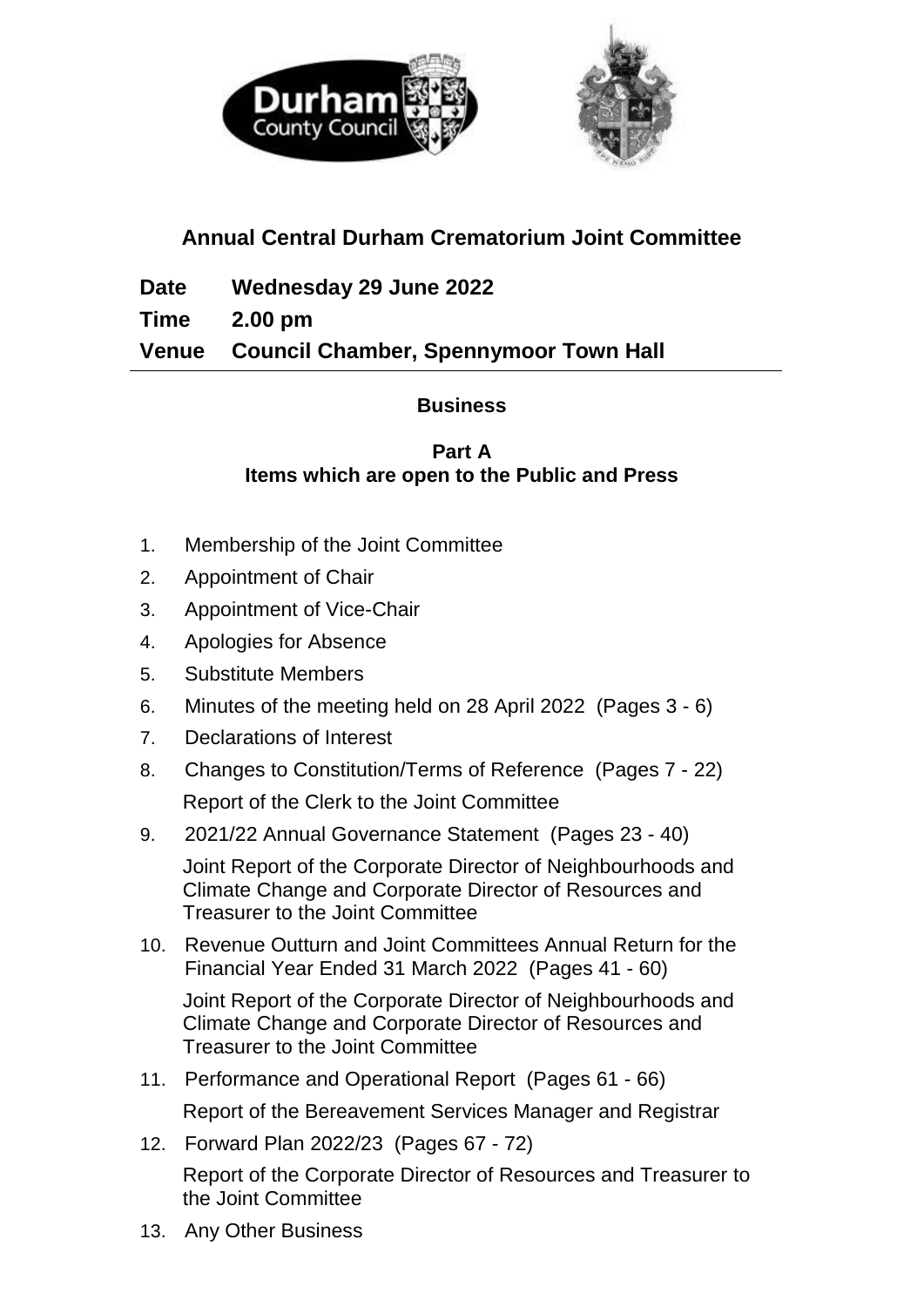# Annual Central Durham Crematorium Joint Committee

**Date** Wednesday 29 June 2022

**Time** 2.00 pm

**Venue** Council Chamber, Spennymoor Town Hall

## Business

### Part A
### Items which are open to the Public and Press

1. Membership of the Joint Committee
2. Appointment of Chair
3. Appointment of Vice-Chair
4. Apologies for Absence
5. Substitute Members
6. Minutes of the meeting held on 28 April 2022 (Pages 3 - 6)
7. Declarations of Interest
8. Changes to Constitution/Terms of Reference (Pages 7 - 22)

   Report of the Clerk to the Joint Committee
9. 2021/22 Annual Governance Statement (Pages 23 - 40)

   Joint Report of the Corporate Director of Neighbourhoods and Climate Change and Corporate Director of Resources and Treasurer to the Joint Committee
10. Revenue Outturn and Joint Committees Annual Return for the Financial Year Ended 31 March 2022 (Pages 41 - 60)

    Joint Report of the Corporate Director of Neighbourhoods and Climate Change and Corporate Director of Resources and Treasurer to the Joint Committee
11. Performance and Operational Report (Pages 61 - 66)

    Report of the Bereavement Services Manager and Registrar
12. Forward Plan 2022/23 (Pages 67 - 72)

    Report of the Corporate Director of Resources and Treasurer to the Joint Committee
13. Any Other Business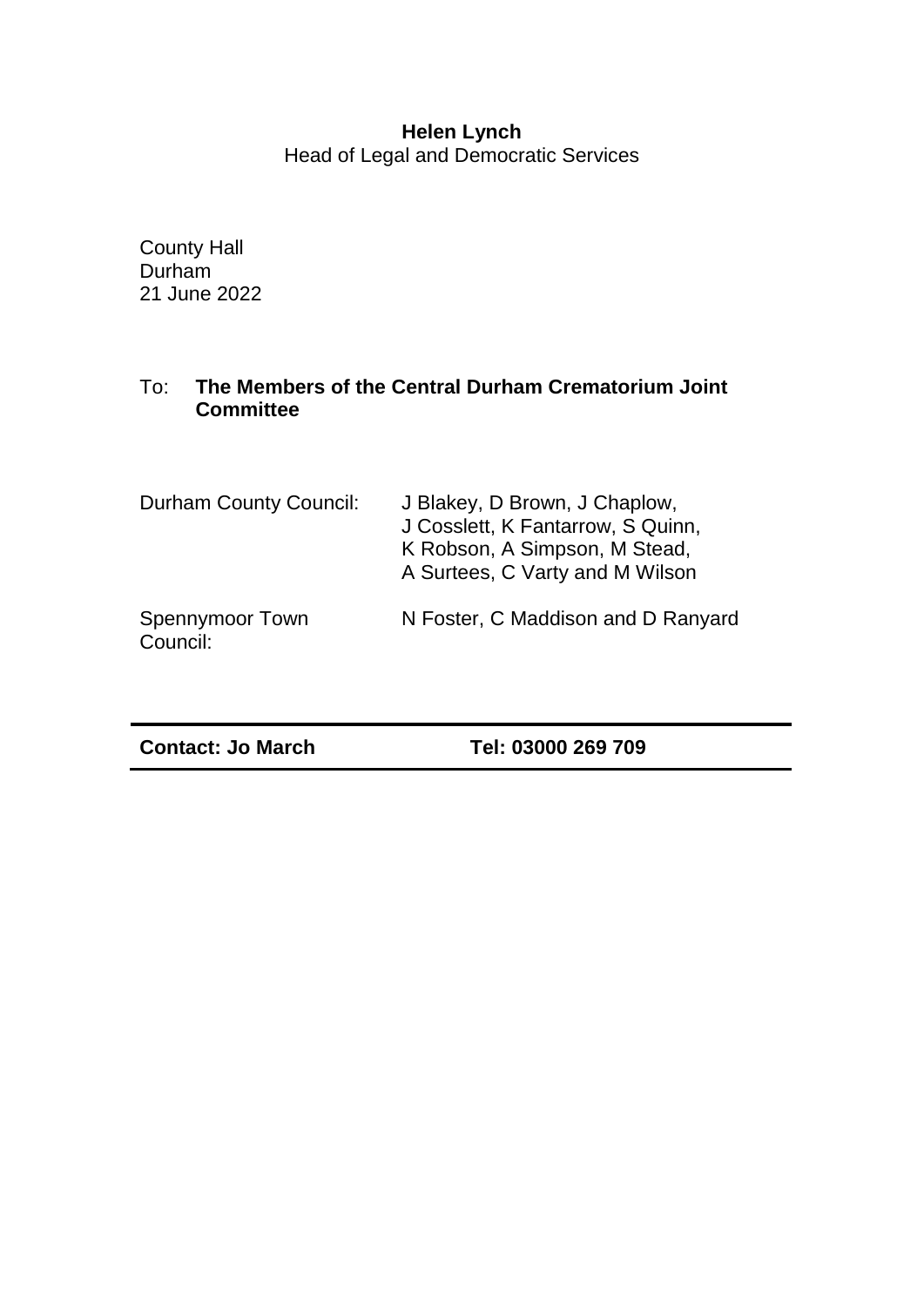**Helen Lynch**
Head of Legal and Democratic Services

County Hall
Durham
21 June 2022

To: **The Members of the Central Durham Crematorium Joint Committee**

| | |
|---|---|
| Durham County Council: | J Blakey, D Brown, J Chaplow, J Cosslett, K Fantarrow, S Quinn, K Robson, A Simpson, M Stead, A Surtees, C Varty and M Wilson |
| Spennymoor Town Council: | N Foster, C Maddison and D Ranyard |

| | |
|---|---|
| **Contact: Jo March** | **Tel: 03000 269 709** |